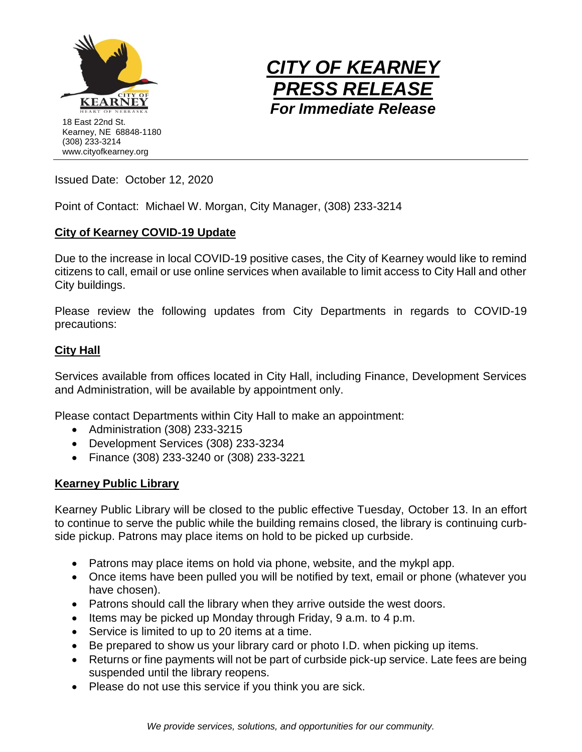18 East 22nd St.
Kearney, NE 68848-1180
(308) 233-3214
www.cityofkearney.org

# *CITY OF KEARNEY PRESS RELEASE*

***For Immediate Release***

Issued Date: October 12, 2020

Point of Contact: Michael W. Morgan, City Manager, (308) 233-3214

## City of Kearney COVID-19 Update

Due to the increase in local COVID-19 positive cases, the City of Kearney would like to remind citizens to call, email or use online services when available to limit access to City Hall and other City buildings.

Please review the following updates from City Departments in regards to COVID-19 precautions:

## City Hall

Services available from offices located in City Hall, including Finance, Development Services and Administration, will be available by appointment only.

Please contact Departments within City Hall to make an appointment:

- Administration (308) 233-3215
- Development Services (308) 233-3234
- Finance (308) 233-3240 or (308) 233-3221

## Kearney Public Library

Kearney Public Library will be closed to the public effective Tuesday, October 13. In an effort to continue to serve the public while the building remains closed, the library is continuing curb-side pickup. Patrons may place items on hold to be picked up curbside.

- Patrons may place items on hold via phone, website, and the mykpl app.
- Once items have been pulled you will be notified by text, email or phone (whatever you have chosen).
- Patrons should call the library when they arrive outside the west doors.
- Items may be picked up Monday through Friday, 9 a.m. to 4 p.m.
- Service is limited to up to 20 items at a time.
- Be prepared to show us your library card or photo I.D. when picking up items.
- Returns or fine payments will not be part of curbside pick-up service. Late fees are being suspended until the library reopens.
- Please do not use this service if you think you are sick.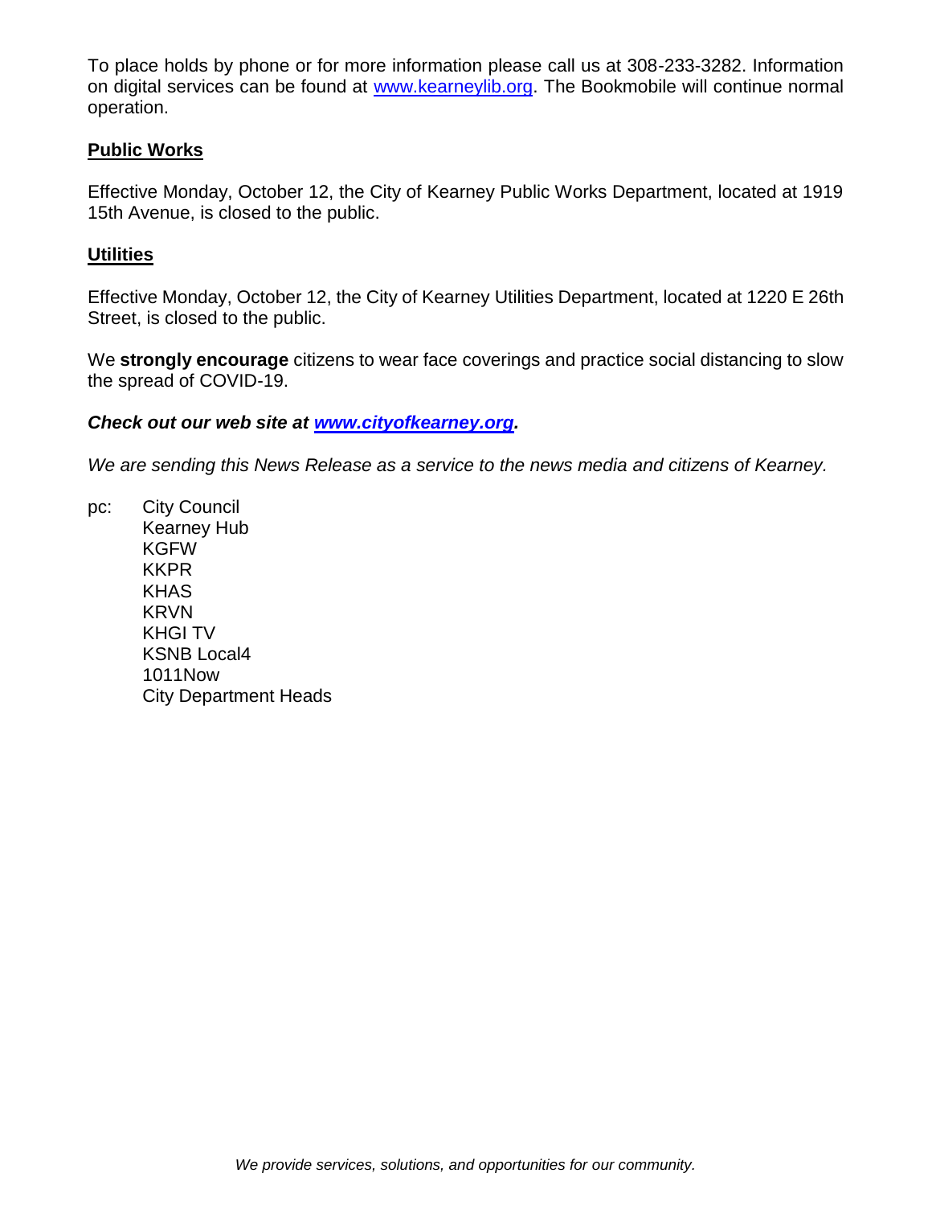To place holds by phone or for more information please call us at 308-233-3282. Information on digital services can be found at [www.kearneylib.org](http://www.kearneylib.org). The Bookmobile will continue normal operation.

**Public Works**

Effective Monday, October 12, the City of Kearney Public Works Department, located at 1919 15th Avenue, is closed to the public.

**Utilities**

Effective Monday, October 12, the City of Kearney Utilities Department, located at 1220 E 26th Street, is closed to the public.

We **strongly encourage** citizens to wear face coverings and practice social distancing to slow the spread of COVID-19.

***Check out our web site at [www.cityofkearney.org](http://www.cityofkearney.org).***

*We are sending this News Release as a service to the news media and citizens of Kearney.*

pc: City Council
Kearney Hub
KGFW
KKPR
KHAS
KRVN
KHGI TV
KSNB Local4
1011Now
City Department Heads

*We provide services, solutions, and opportunities for our community.*